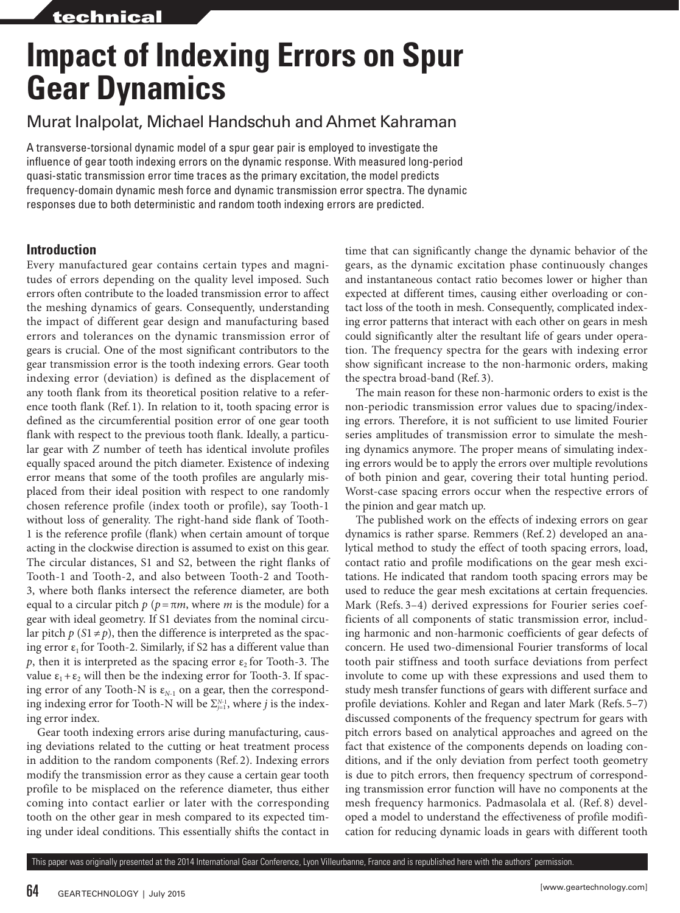technical

# Impact of Indexing Errors on Spur Gear Dynamics

Murat Inalpolat, Michael Handschuh and Ahmet Kahraman

A transverse-torsional dynamic model of a spur gear pair is employed to investigate the influence of gear tooth indexing errors on the dynamic response. With measured long-period quasi-static transmission error time traces as the primary excitation, the model predicts frequency-domain dynamic mesh force and dynamic transmission error spectra. The dynamic responses due to both deterministic and random tooth indexing errors are predicted.

## Introduction

Every manufactured gear contains certain types and magnitudes of errors depending on the quality level imposed. Such errors often contribute to the loaded transmission error to affect the meshing dynamics of gears. Consequently, understanding the impact of different gear design and manufacturing based errors and tolerances on the dynamic transmission error of gears is crucial. One of the most significant contributors to the gear transmission error is the tooth indexing errors. Gear tooth indexing error (deviation) is defined as the displacement of any tooth flank from its theoretical position relative to a reference tooth flank (Ref. 1). In relation to it, tooth spacing error is defined as the circumferential position error of one gear tooth flank with respect to the previous tooth flank. Ideally, a particular gear with $Z$ number of teeth has identical involute profiles equally spaced around the pitch diameter. Existence of indexing error means that some of the tooth profiles are angularly misplaced from their ideal position with respect to one randomly chosen reference profile (index tooth or profile), say Tooth-1 without loss of generality. The right-hand side flank of Tooth-1 is the reference profile (flank) when certain amount of torque acting in the clockwise direction is assumed to exist on this gear. The circular distances, S1 and S2, between the right flanks of Tooth-1 and Tooth-2, and also between Tooth-2 and Tooth-3, where both flanks intersect the reference diameter, are both equal to a circular pitch $p$ ($p=\pi m$, where $m$ is the module) for a gear with ideal geometry. If S1 deviates from the nominal circular pitch $p$ ($S1 \neq p$), then the difference is interpreted as the spacing error $\varepsilon_1$ for Tooth-2. Similarly, if S2 has a different value than $p$, then it is interpreted as the spacing error $\varepsilon_2$ for Tooth-3. The value $\varepsilon_1+\varepsilon_2$ will then be the indexing error for Tooth-3. If spacing error of any Tooth-N is $\varepsilon_{N-1}$ on a gear, then the corresponding indexing error for Tooth-N will be $\Sigma_{j=1}^{N-1}$, where $j$ is the indexing error index.

Gear tooth indexing errors arise during manufacturing, causing deviations related to the cutting or heat treatment process in addition to the random components (Ref. 2). Indexing errors modify the transmission error as they cause a certain gear tooth profile to be misplaced on the reference diameter, thus either coming into contact earlier or later with the corresponding tooth on the other gear in mesh compared to its expected timing under ideal conditions. This essentially shifts the contact in time that can significantly change the dynamic behavior of the gears, as the dynamic excitation phase continuously changes and instantaneous contact ratio becomes lower or higher than expected at different times, causing either overloading or contact loss of the tooth in mesh. Consequently, complicated indexing error patterns that interact with each other on gears in mesh could significantly alter the resultant life of gears under operation. The frequency spectra for the gears with indexing error show significant increase to the non-harmonic orders, making the spectra broad-band (Ref. 3).

The main reason for these non-harmonic orders to exist is the non-periodic transmission error values due to spacing/indexing errors. Therefore, it is not sufficient to use limited Fourier series amplitudes of transmission error to simulate the meshing dynamics anymore. The proper means of simulating indexing errors would be to apply the errors over multiple revolutions of both pinion and gear, covering their total hunting period. Worst-case spacing errors occur when the respective errors of the pinion and gear match up.

The published work on the effects of indexing errors on gear dynamics is rather sparse. Remmers (Ref. 2) developed an analytical method to study the effect of tooth spacing errors, load, contact ratio and profile modifications on the gear mesh excitations. He indicated that random tooth spacing errors may be used to reduce the gear mesh excitations at certain frequencies. Mark (Refs. 3–4) derived expressions for Fourier series coefficients of all components of static transmission error, including harmonic and non-harmonic coefficients of gear defects of concern. He used two-dimensional Fourier transforms of local tooth pair stiffness and tooth surface deviations from perfect involute to come up with these expressions and used them to study mesh transfer functions of gears with different surface and profile deviations. Kohler and Regan and later Mark (Refs. 5–7) discussed components of the frequency spectrum for gears with pitch errors based on analytical approaches and agreed on the fact that existence of the components depends on loading conditions, and if the only deviation from perfect tooth geometry is due to pitch errors, then frequency spectrum of corresponding transmission error function will have no components at the mesh frequency harmonics. Padmasolala et al. (Ref. 8) developed a model to understand the effectiveness of profile modification for reducing dynamic loads in gears with different tooth

This paper was originally presented at the 2014 International Gear Conference, Lyon Villeurbanne, France and is republished here with the authors' permission.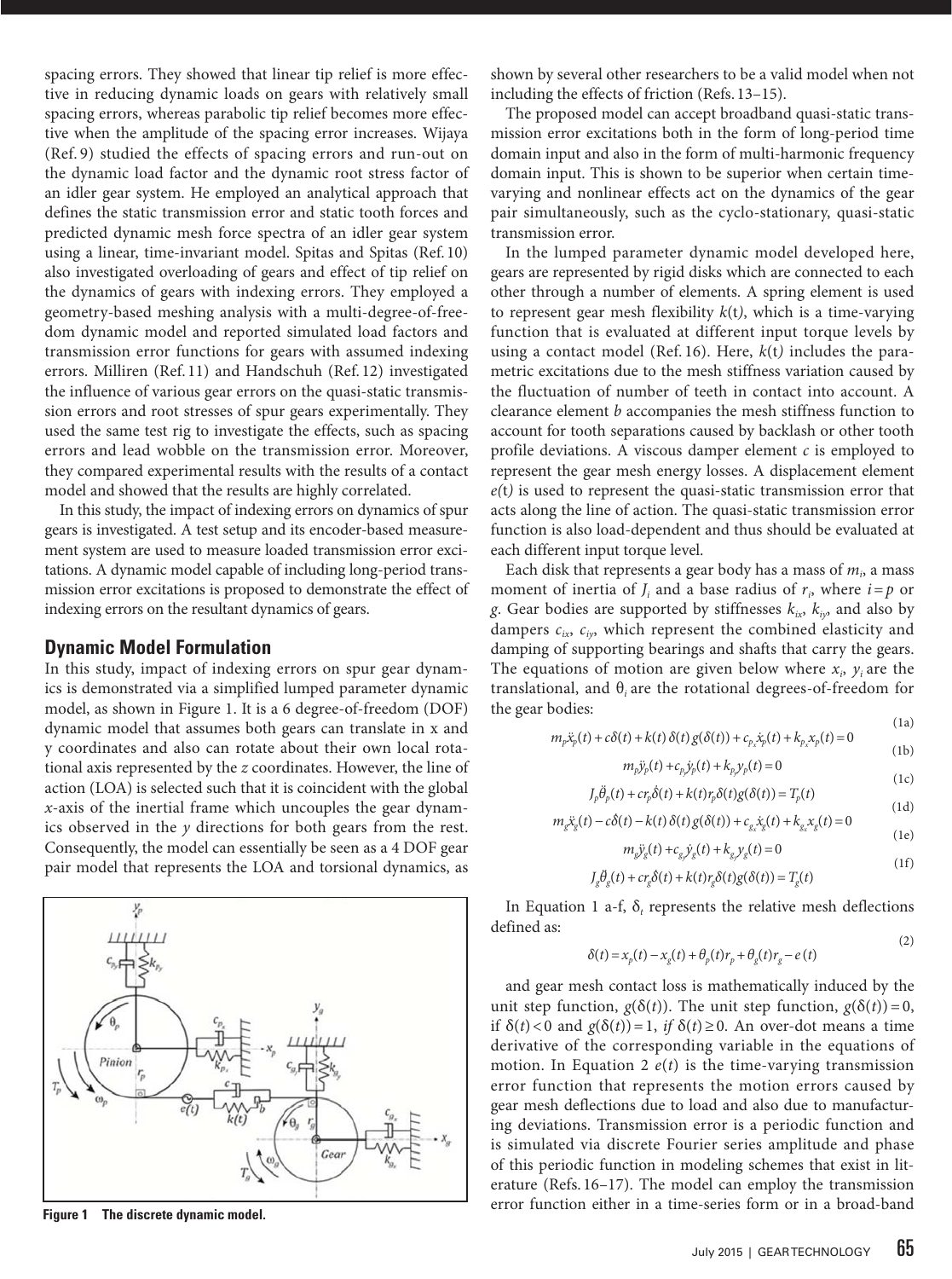spacing errors. They showed that linear tip relief is more effective in reducing dynamic loads on gears with relatively small spacing errors, whereas parabolic tip relief becomes more effective when the amplitude of the spacing error increases. Wijaya (Ref. 9) studied the effects of spacing errors and run-out on the dynamic load factor and the dynamic root stress factor of an idler gear system. He employed an analytical approach that defines the static transmission error and static tooth forces and predicted dynamic mesh force spectra of an idler gear system using a linear, time-invariant model. Spitas and Spitas (Ref. 10) also investigated overloading of gears and effect of tip relief on the dynamics of gears with indexing errors. They employed a geometry-based meshing analysis with a multi-degree-of-freedom dynamic model and reported simulated load factors and transmission error functions for gears with assumed indexing errors. Milliren (Ref. 11) and Handschuh (Ref. 12) investigated the influence of various gear errors on the quasi-static transmission errors and root stresses of spur gears experimentally. They used the same test rig to investigate the effects, such as spacing errors and lead wobble on the transmission error. Moreover, they compared experimental results with the results of a contact model and showed that the results are highly correlated.

In this study, the impact of indexing errors on dynamics of spur gears is investigated. A test setup and its encoder-based measurement system are used to measure loaded transmission error excitations. A dynamic model capable of including long-period transmission error excitations is proposed to demonstrate the effect of indexing errors on the resultant dynamics of gears.

## Dynamic Model Formulation

In this study, impact of indexing errors on spur gear dynamics is demonstrated via a simplified lumped parameter dynamic model, as shown in Figure 1. It is a 6 degree-of-freedom (DOF) dynamic model that assumes both gears can translate in x and y coordinates and also can rotate about their own local rotational axis represented by the *z* coordinates. However, the line of action (LOA) is selected such that it is coincident with the global *x*-axis of the inertial frame which uncouples the gear dynamics observed in the *y* directions for both gears from the rest. Consequently, the model can essentially be seen as a 4 DOF gear pair model that represents the LOA and torsional dynamics, as shown by several other researchers to be a valid model when not including the effects of friction (Refs. 13–15).

Figure 1 The discrete dynamic model.

The proposed model can accept broadband quasi-static transmission error excitations both in the form of long-period time domain input and also in the form of multi-harmonic frequency domain input. This is shown to be superior when certain time-varying and nonlinear effects act on the dynamics of the gear pair simultaneously, such as the cyclo-stationary, quasi-static transmission error.

In the lumped parameter dynamic model developed here, gears are represented by rigid disks which are connected to each other through a number of elements. A spring element is used to represent gear mesh flexibility $k(t)$, which is a time-varying function that is evaluated at different input torque levels by using a contact model (Ref. 16). Here, $k(t)$ includes the parametric excitations due to the mesh stiffness variation caused by the fluctuation of number of teeth in contact into account. A clearance element $b$ accompanies the mesh stiffness function to account for tooth separations caused by backlash or other tooth profile deviations. A viscous damper element $c$ is employed to represent the gear mesh energy losses. A displacement element $e(t)$ is used to represent the quasi-static transmission error that acts along the line of action. The quasi-static transmission error function is also load-dependent and thus should be evaluated at each different input torque level.

Each disk that represents a gear body has a mass of $m_i$, a mass moment of inertia of $J_i$ and a base radius of $r_i$, where $i = p$ or $g$. Gear bodies are supported by stiffnesses $k_{ix}$, $k_{iy}$, and also by dampers $c_{ix}$, $c_{iy}$, which represent the combined elasticity and damping of supporting bearings and shafts that carry the gears. The equations of motion are given below where $x_i$, $y_i$ are the translational, and $\theta_i$ are the rotational degrees-of-freedom for the gear bodies:

$$m_p\ddot{x}_p(t) + c\dot{\delta}(t) + k(t)\,\delta(t)\,g(\delta(t)) + c_{p_x}\dot{x}_p(t) + k_{p_x}x_p(t) = 0 \tag{1a}$$

$$m_p\ddot{y}_p(t) + c_{p_y}\dot{y}_p(t) + k_{p_y}y_p(t) = 0 \tag{1b}$$

$$J_p\ddot{\theta}_p(t) + cr_p\dot{\delta}(t) + k(t)r_p\delta(t)g(\delta(t)) = T_p(t) \tag{1c}$$

$$m_g\ddot{x}_g(t) - c\dot{\delta}(t) - k(t)\,\delta(t)\,g(\delta(t)) + c_{g_x}\dot{x}_g(t) + k_{g_x}x_g(t) = 0 \tag{1d}$$

$$m_g\ddot{y}_g(t) + c_{g_y}\dot{y}_g(t) + k_{g_y}y_g(t) = 0 \tag{1e}$$

$$J_g\ddot{\theta}_g(t) + cr_g\dot{\delta}(t) + k(t)r_g\delta(t)g(\delta(t)) = T_g(t) \tag{1f}$$

In Equation 1 a-f, $\delta_t$ represents the relative mesh deflections defined as:

$$\delta(t) = x_p(t) - x_g(t) + \theta_p(t)r_p + \theta_g(t)r_g - e(t) \tag{2}$$

and gear mesh contact loss is mathematically induced by the unit step function, $g(\delta(t))$. The unit step function, $g(\delta(t)) = 0$, if $\delta(t) < 0$ and $g(\delta(t)) = 1$, *if* $\delta(t) \geq 0$. An over-dot means a time derivative of the corresponding variable in the equations of motion. In Equation 2 $e(t)$ is the time-varying transmission error function that represents the motion errors caused by gear mesh deflections due to load and also due to manufacturing deviations. Transmission error is a periodic function and is simulated via discrete Fourier series amplitude and phase of this periodic function in modeling schemes that exist in literature (Refs. 16–17). The model can employ the transmission error function either in a time-series form or in a broad-band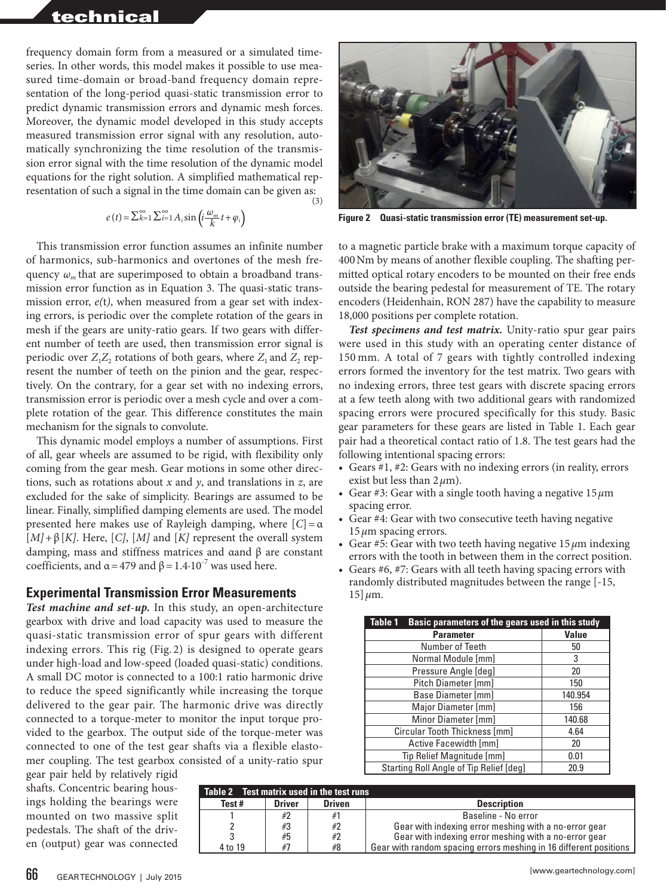frequency domain form from a measured or a simulated time-series. In other words, this model makes it possible to use measured time-domain or broad-band frequency domain representation of the long-period quasi-static transmission error to predict dynamic transmission errors and dynamic mesh forces. Moreover, the dynamic model developed in this study accepts measured transmission error signal with any resolution, automatically synchronizing the time resolution of the transmission error signal with the time resolution of the dynamic model equations for the right solution. A simplified mathematical representation of such a signal in the time domain can be given as:

$$e(t) = \sum_{k=1}^{\infty}\sum_{i=1}^{\infty} A_i \sin\left(i\frac{\omega_m}{k}t + \varphi_i\right) \tag{3}$$

This transmission error function assumes an infinite number of harmonics, sub-harmonics and overtones of the mesh frequency $\omega_m$ that are superimposed to obtain a broadband transmission error function as in Equation 3. The quasi-static transmission error, $e(t)$, when measured from a gear set with indexing errors, is periodic over the complete rotation of the gears in mesh if the gears are unity-ratio gears. If two gears with different number of teeth are used, then transmission error signal is periodic over $Z_1Z_2$ rotations of both gears, where $Z_1$ and $Z_2$ represent the number of teeth on the pinion and the gear, respectively. On the contrary, for a gear set with no indexing errors, transmission error is periodic over a mesh cycle and over a complete rotation of the gear. This difference constitutes the main mechanism for the signals to convolute.

This dynamic model employs a number of assumptions. First of all, gear wheels are assumed to be rigid, with flexibility only coming from the gear mesh. Gear motions in some other directions, such as rotations about $x$ and $y$, and translations in $z$, are excluded for the sake of simplicity. Bearings are assumed to be linear. Finally, simplified damping elements are used. The model presented here makes use of Rayleigh damping, where $[C] = \alpha[M] + \beta[K]$. Here, $[C]$, $[M]$ and $[K]$ represent the overall system damping, mass and stiffness matrices and $\alpha$ and $\beta$ are constant coefficients, and $\alpha = 479$ and $\beta = 1.4 \cdot 10^{-7}$ was used here.

## Experimental Transmission Error Measurements

***Test machine and set-up.*** In this study, an open-architecture gearbox with drive and load capacity was used to measure the quasi-static transmission error of spur gears with different indexing errors. This rig (Fig. 2) is designed to operate gears under high-load and low-speed (loaded quasi-static) conditions. A small DC motor is connected to a 100:1 ratio harmonic drive to reduce the speed significantly while increasing the torque delivered to the gear pair. The harmonic drive was directly connected to a torque-meter to monitor the input torque provided to the gearbox. The output side of the torque-meter was connected to one of the test gear shafts via a flexible elastomer coupling. The test gearbox consisted of a unity-ratio spur gear pair held by relatively rigid shafts. Concentric bearing housings holding the bearings were mounted on two massive split pedestals. The shaft of the driven (output) gear was connected to a magnetic particle brake with a maximum torque capacity of 400 Nm by means of another flexible coupling. The shafting permitted optical rotary encoders to be mounted on their free ends outside the bearing pedestal for measurement of TE. The rotary encoders (Heidenhain, RON 287) have the capability to measure 18,000 positions per complete rotation.

**Figure 2 Quasi-static transmission error (TE) measurement set-up.**

***Test specimens and test matrix.*** Unity-ratio spur gear pairs were used in this study with an operating center distance of 150 mm. A total of 7 gears with tightly controlled indexing errors formed the inventory for the test matrix. Two gears with no indexing errors, three test gears with discrete spacing errors at a few teeth along with two additional gears with randomized spacing errors were procured specifically for this study. Basic gear parameters for these gears are listed in Table 1. Each gear pair had a theoretical contact ratio of 1.8. The test gears had the following intentional spacing errors:

- Gears #1, #2: Gears with no indexing errors (in reality, errors exist but less than 2 $\mu$m).
- Gear #3: Gear with a single tooth having a negative 15 $\mu$m spacing error.
- Gear #4: Gear with two consecutive teeth having negative 15 $\mu$m spacing errors.
- Gear #5: Gear with two teeth having negative 15 $\mu$m indexing errors with the tooth in between them in the correct position.
- Gears #6, #7: Gears with all teeth having spacing errors with randomly distributed magnitudes between the range [-15, 15] $\mu$m.

**Table 1 Basic parameters of the gears used in this study**

| Parameter | Value |
|---|---|
| Number of Teeth | 50 |
| Normal Module [mm] | 3 |
| Pressure Angle [deg] | 20 |
| Pitch Diameter [mm] | 150 |
| Base Diameter [mm] | 140.954 |
| Major Diameter [mm] | 156 |
| Minor Diameter [mm] | 140.68 |
| Circular Tooth Thickness [mm] | 4.64 |
| Active Facewidth [mm] | 20 |
| Tip Relief Magnitude [mm] | 0.01 |
| Starting Roll Angle of Tip Relief [deg] | 20.9 |

**Table 2 Test matrix used in the test runs**

| Test # | Driver | Driven | Description |
|---|---|---|---|
| 1 | #2 | #1 | Baseline - No error |
| 2 | #3 | #2 | Gear with indexing error meshing with a no-error gear |
| 3 | #5 | #2 | Gear with indexing error meshing with a no-error gear |
| 4 to 19 | #7 | #8 | Gear with random spacing errors meshing in 16 different positions |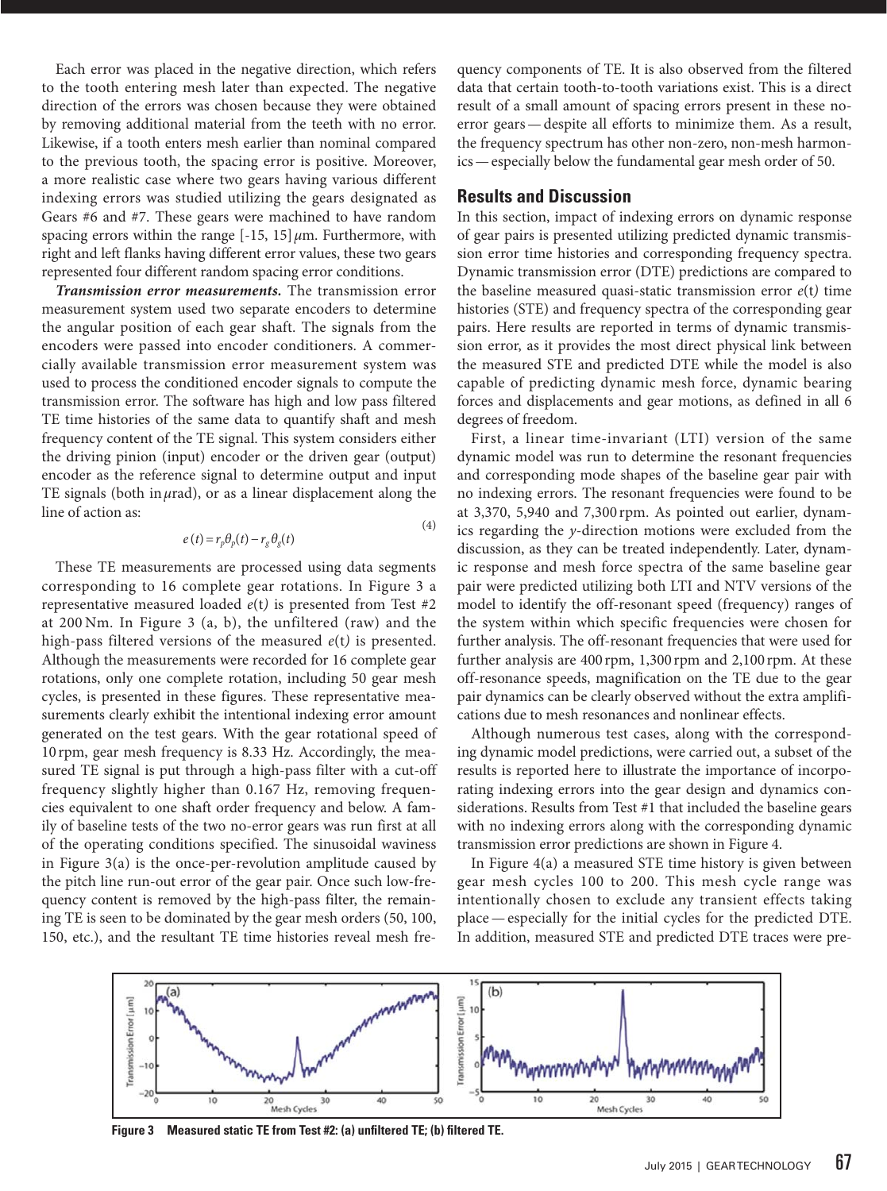Each error was placed in the negative direction, which refers to the tooth entering mesh later than expected. The negative direction of the errors was chosen because they were obtained by removing additional material from the teeth with no error. Likewise, if a tooth enters mesh earlier than nominal compared to the previous tooth, the spacing error is positive. Moreover, a more realistic case where two gears having various different indexing errors was studied utilizing the gears designated as Gears #6 and #7. These gears were machined to have random spacing errors within the range [-15, 15] $\mu$m. Furthermore, with right and left flanks having different error values, these two gears represented four different random spacing error conditions.

***Transmission error measurements.*** The transmission error measurement system used two separate encoders to determine the angular position of each gear shaft. The signals from the encoders were passed into encoder conditioners. A commercially available transmission error measurement system was used to process the conditioned encoder signals to compute the transmission error. The software has high and low pass filtered TE time histories of the same data to quantify shaft and mesh frequency content of the TE signal. This system considers either the driving pinion (input) encoder or the driven gear (output) encoder as the reference signal to determine output and input TE signals (both in $\mu$rad), or as a linear displacement along the line of action as:

$$e(t) = r_p\theta_p(t) - r_g\theta_g(t) \tag{4}$$

These TE measurements are processed using data segments corresponding to 16 complete gear rotations. In Figure 3 a representative measured loaded $e(t)$ is presented from Test #2 at 200 Nm. In Figure 3 (a, b), the unfiltered (raw) and the high-pass filtered versions of the measured $e(t)$ is presented. Although the measurements were recorded for 16 complete gear rotations, only one complete rotation, including 50 gear mesh cycles, is presented in these figures. These representative measurements clearly exhibit the intentional indexing error amount generated on the test gears. With the gear rotational speed of 10 rpm, gear mesh frequency is 8.33 Hz. Accordingly, the measured TE signal is put through a high-pass filter with a cut-off frequency slightly higher than 0.167 Hz, removing frequencies equivalent to one shaft order frequency and below. A family of baseline tests of the two no-error gears was run first at all of the operating conditions specified. The sinusoidal waviness in Figure 3(a) is the once-per-revolution amplitude caused by the pitch line run-out error of the gear pair. Once such low-frequency content is removed by the high-pass filter, the remaining TE is seen to be dominated by the gear mesh orders (50, 100, 150, etc.), and the resultant TE time histories reveal mesh frequency components of TE. It is also observed from the filtered data that certain tooth-to-tooth variations exist. This is a direct result of a small amount of spacing errors present in these no-error gears — despite all efforts to minimize them. As a result, the frequency spectrum has other non-zero, non-mesh harmonics — especially below the fundamental gear mesh order of 50.

## Results and Discussion

In this section, impact of indexing errors on dynamic response of gear pairs is presented utilizing predicted dynamic transmission error time histories and corresponding frequency spectra. Dynamic transmission error (DTE) predictions are compared to the baseline measured quasi-static transmission error $e(t)$ time histories (STE) and frequency spectra of the corresponding gear pairs. Here results are reported in terms of dynamic transmission error, as it provides the most direct physical link between the measured STE and predicted DTE while the model is also capable of predicting dynamic mesh force, dynamic bearing forces and displacements and gear motions, as defined in all 6 degrees of freedom.

First, a linear time-invariant (LTI) version of the same dynamic model was run to determine the resonant frequencies and corresponding mode shapes of the baseline gear pair with no indexing errors. The resonant frequencies were found to be at 3,370, 5,940 and 7,300 rpm. As pointed out earlier, dynamics regarding the $y$-direction motions were excluded from the discussion, as they can be treated independently. Later, dynamic response and mesh force spectra of the same baseline gear pair were predicted utilizing both LTI and NTV versions of the model to identify the off-resonant speed (frequency) ranges of the system within which specific frequencies were chosen for further analysis. The off-resonant frequencies that were used for further analysis are 400 rpm, 1,300 rpm and 2,100 rpm. At these off-resonance speeds, magnification on the TE due to the gear pair dynamics can be clearly observed without the extra amplifications due to mesh resonances and nonlinear effects.

Although numerous test cases, along with the corresponding dynamic model predictions, were carried out, a subset of the results is reported here to illustrate the importance of incorporating indexing errors into the gear design and dynamics considerations. Results from Test #1 that included the baseline gears with no indexing errors along with the corresponding dynamic transmission error predictions are shown in Figure 4.

In Figure 4(a) a measured STE time history is given between gear mesh cycles 100 to 200. This mesh cycle range was intentionally chosen to exclude any transient effects taking place — especially for the initial cycles for the predicted DTE. In addition, measured STE and predicted DTE traces were pre-

**Figure 3 Measured static TE from Test #2: (a) unfiltered TE; (b) filtered TE.**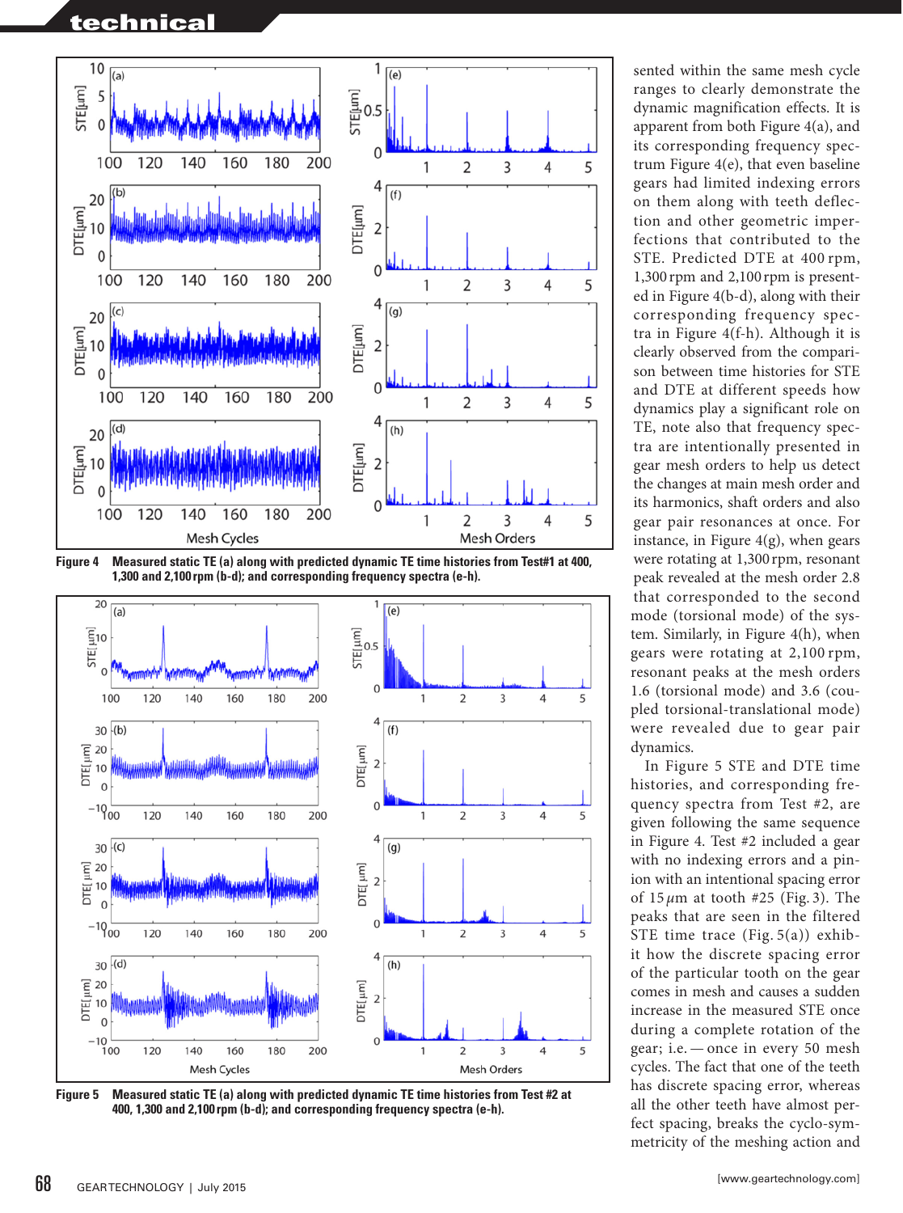Figure 4 Measured static TE (a) along with predicted dynamic TE time histories from Test#1 at 400, 1,300 and 2,100 rpm (b-d); and corresponding frequency spectra (e-h).

Figure 5 Measured static TE (a) along with predicted dynamic TE time histories from Test #2 at 400, 1,300 and 2,100 rpm (b-d); and corresponding frequency spectra (e-h).

sented within the same mesh cycle ranges to clearly demonstrate the dynamic magnification effects. It is apparent from both Figure 4(a), and its corresponding frequency spectrum Figure 4(e), that even baseline gears had limited indexing errors on them along with teeth deflection and other geometric imperfections that contributed to the STE. Predicted DTE at 400 rpm, 1,300 rpm and 2,100 rpm is presented in Figure 4(b-d), along with their corresponding frequency spectra in Figure 4(f-h). Although it is clearly observed from the comparison between time histories for STE and DTE at different speeds how dynamics play a significant role on TE, note also that frequency spectra are intentionally presented in gear mesh orders to help us detect the changes at main mesh order and its harmonics, shaft orders and also gear pair resonances at once. For instance, in Figure 4(g), when gears were rotating at 1,300 rpm, resonant peak revealed at the mesh order 2.8 that corresponded to the second mode (torsional mode) of the system. Similarly, in Figure 4(h), when gears were rotating at 2,100 rpm, resonant peaks at the mesh orders 1.6 (torsional mode) and 3.6 (coupled torsional-translational mode) were revealed due to gear pair dynamics.

In Figure 5 STE and DTE time histories, and corresponding frequency spectra from Test #2, are given following the same sequence in Figure 4. Test #2 included a gear with no indexing errors and a pinion with an intentional spacing error of 15 $\mu$m at tooth #25 (Fig. 3). The peaks that are seen in the filtered STE time trace (Fig. 5(a)) exhibit how the discrete spacing error of the particular tooth on the gear comes in mesh and causes a sudden increase in the measured STE once during a complete rotation of the gear; i.e. — once in every 50 mesh cycles. The fact that one of the teeth has discrete spacing error, whereas all the other teeth have almost perfect spacing, breaks the cyclo-symmetricity of the meshing action and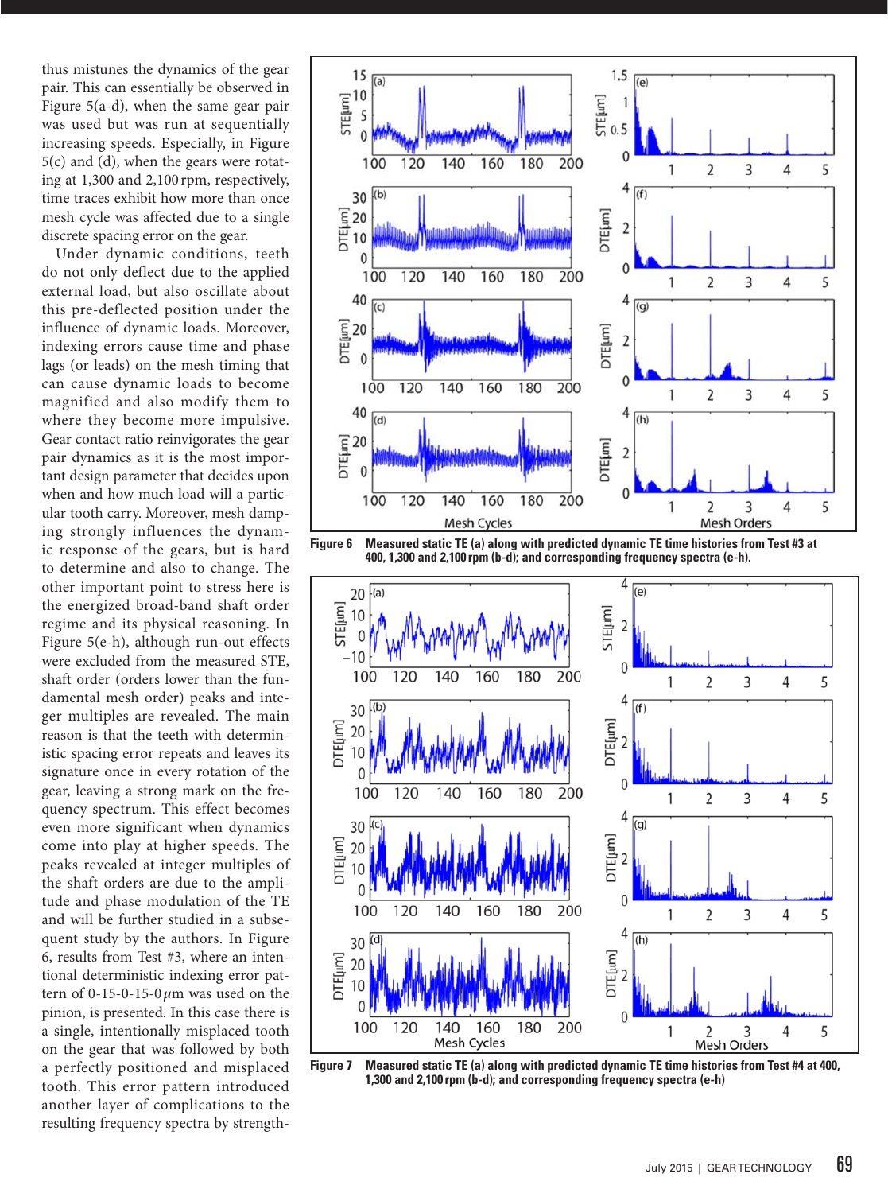thus mistunes the dynamics of the gear pair. This can essentially be observed in Figure 5(a-d), when the same gear pair was used but was run at sequentially increasing speeds. Especially, in Figure 5(c) and (d), when the gears were rotating at 1,300 and 2,100 rpm, respectively, time traces exhibit how more than once mesh cycle was affected due to a single discrete spacing error on the gear.

Under dynamic conditions, teeth do not only deflect due to the applied external load, but also oscillate about this pre-deflected position under the influence of dynamic loads. Moreover, indexing errors cause time and phase lags (or leads) on the mesh timing that can cause dynamic loads to become magnified and also modify them to where they become more impulsive. Gear contact ratio reinvigorates the gear pair dynamics as it is the most important design parameter that decides upon when and how much load will a particular tooth carry. Moreover, mesh damping strongly influences the dynamic response of the gears, but is hard to determine and also to change. The other important point to stress here is the energized broad-band shaft order regime and its physical reasoning. In Figure 5(e-h), although run-out effects were excluded from the measured STE, shaft order (orders lower than the fundamental mesh order) peaks and integer multiples are revealed. The main reason is that the teeth with deterministic spacing error repeats and leaves its signature once in every rotation of the gear, leaving a strong mark on the frequency spectrum. This effect becomes even more significant when dynamics come into play at higher speeds. The peaks revealed at integer multiples of the shaft orders are due to the amplitude and phase modulation of the TE and will be further studied in a subsequent study by the authors. In Figure 6, results from Test #3, where an intentional deterministic indexing error pattern of 0-15-0-15-0 $\mu$m was used on the pinion, is presented. In this case there is a single, intentionally misplaced tooth on the gear that was followed by both a perfectly positioned and misplaced tooth. This error pattern introduced another layer of complications to the resulting frequency spectra by strength-

**Figure 6** Measured static TE (a) along with predicted dynamic TE time histories from Test #3 at 400, 1,300 and 2,100 rpm (b-d); and corresponding frequency spectra (e-h).

**Figure 7** Measured static TE (a) along with predicted dynamic TE time histories from Test #4 at 400, 1,300 and 2,100 rpm (b-d); and corresponding frequency spectra (e-h)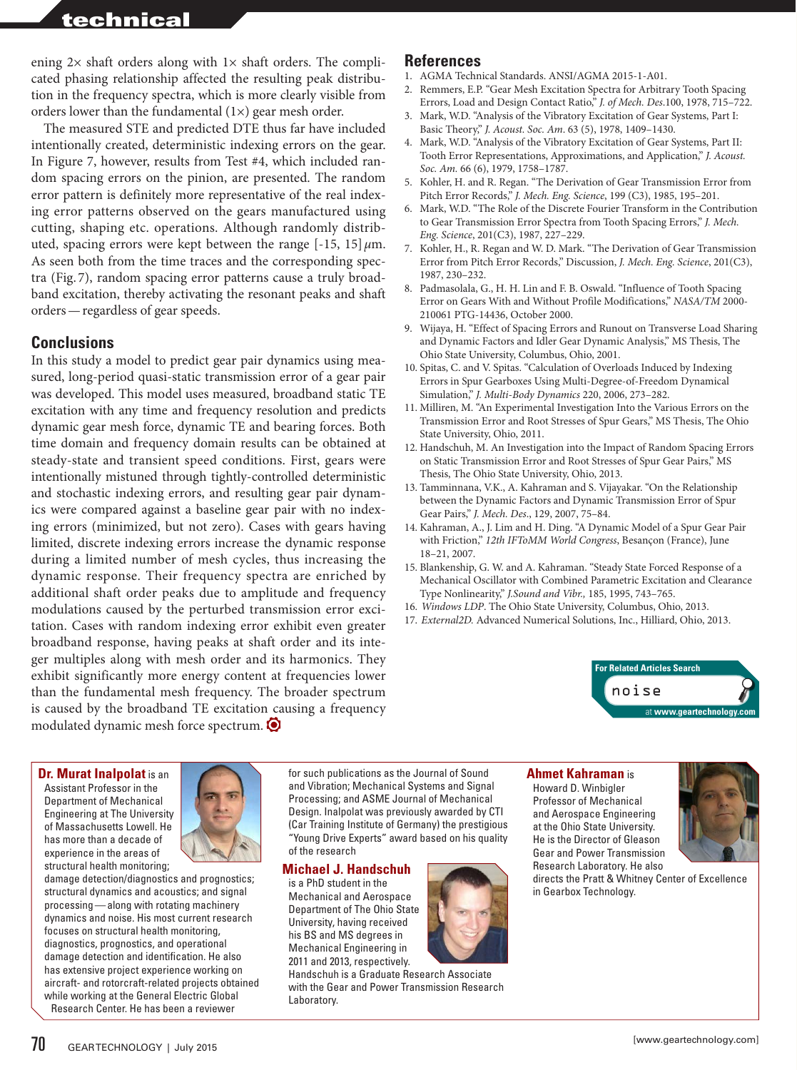ening 2× shaft orders along with 1× shaft orders. The complicated phasing relationship affected the resulting peak distribution in the frequency spectra, which is more clearly visible from orders lower than the fundamental (1×) gear mesh order.

The measured STE and predicted DTE thus far have included intentionally created, deterministic indexing errors on the gear. In Figure 7, however, results from Test #4, which included random spacing errors on the pinion, are presented. The random error pattern is definitely more representative of the real indexing error patterns observed on the gears manufactured using cutting, shaping etc. operations. Although randomly distributed, spacing errors were kept between the range [-15, 15] $\mu$m. As seen both from the time traces and the corresponding spectra (Fig. 7), random spacing error patterns cause a truly broadband excitation, thereby activating the resonant peaks and shaft orders — regardless of gear speeds.

## Conclusions

In this study a model to predict gear pair dynamics using measured, long-period quasi-static transmission error of a gear pair was developed. This model uses measured, broadband static TE excitation with any time and frequency resolution and predicts dynamic gear mesh force, dynamic TE and bearing forces. Both time domain and frequency domain results can be obtained at steady-state and transient speed conditions. First, gears were intentionally mistuned through tightly-controlled deterministic and stochastic indexing errors, and resulting gear pair dynamics were compared against a baseline gear pair with no indexing errors (minimized, but not zero). Cases with gears having limited, discrete indexing errors increase the dynamic response during a limited number of mesh cycles, thus increasing the dynamic response. Their frequency spectra are enriched by additional shaft order peaks due to amplitude and frequency modulations caused by the perturbed transmission error excitation. Cases with random indexing error exhibit even greater broadband response, having peaks at shaft order and its integer multiples along with mesh order and its harmonics. They exhibit significantly more energy content at frequencies lower than the fundamental mesh frequency. The broader spectrum is caused by the broadband TE excitation causing a frequency modulated dynamic mesh force spectrum.

## References

1. AGMA Technical Standards. ANSI/AGMA 2015-1-A01.
2. Remmers, E.P. "Gear Mesh Excitation Spectra for Arbitrary Tooth Spacing Errors, Load and Design Contact Ratio," *J. of Mech. Des.*100, 1978, 715–722.
3. Mark, W.D. "Analysis of the Vibratory Excitation of Gear Systems, Part I: Basic Theory," *J. Acoust. Soc. Am*. 63 (5), 1978, 1409–1430.
4. Mark, W.D. "Analysis of the Vibratory Excitation of Gear Systems, Part II: Tooth Error Representations, Approximations, and Application," *J. Acoust. Soc. Am.* 66 (6), 1979, 1758–1787.
5. Kohler, H. and R. Regan. "The Derivation of Gear Transmission Error from Pitch Error Records," *J. Mech. Eng. Science*, 199 (C3), 1985, 195–201.
6. Mark, W.D. "The Role of the Discrete Fourier Transform in the Contribution to Gear Transmission Error Spectra from Tooth Spacing Errors," *J. Mech. Eng. Science*, 201(C3), 1987, 227–229.
7. Kohler, H., R. Regan and W. D. Mark. "The Derivation of Gear Transmission Error from Pitch Error Records," Discussion, *J. Mech. Eng. Science*, 201(C3), 1987, 230–232.
8. Padmasolala, G., H. H. Lin and F. B. Oswald. "Influence of Tooth Spacing Error on Gears With and Without Profile Modifications," *NASA/TM* 2000-210061 PTG-14436, October 2000.
9. Wijaya, H. "Effect of Spacing Errors and Runout on Transverse Load Sharing and Dynamic Factors and Idler Gear Dynamic Analysis," MS Thesis, The Ohio State University, Columbus, Ohio, 2001.
10. Spitas, C. and V. Spitas. "Calculation of Overloads Induced by Indexing Errors in Spur Gearboxes Using Multi-Degree-of-Freedom Dynamical Simulation," *J. Multi-Body Dynamics* 220, 2006, 273–282.
11. Milliren, M. "An Experimental Investigation Into the Various Errors on the Transmission Error and Root Stresses of Spur Gears," MS Thesis, The Ohio State University, Ohio, 2011.
12. Handschuh, M. An Investigation into the Impact of Random Spacing Errors on Static Transmission Error and Root Stresses of Spur Gear Pairs," MS Thesis, The Ohio State University, Ohio, 2013.
13. Tamminnana, V.K., A. Kahraman and S. Vijayakar. "On the Relationship between the Dynamic Factors and Dynamic Transmission Error of Spur Gear Pairs," *J. Mech. Des*., 129, 2007, 75–84.
14. Kahraman, A., J. Lim and H. Ding. "A Dynamic Model of a Spur Gear Pair with Friction," *12th IFToMM World Congress*, Besançon (France), June 18–21, 2007.
15. Blankenship, G. W. and A. Kahraman. "Steady State Forced Response of a Mechanical Oscillator with Combined Parametric Excitation and Clearance Type Nonlinearity," *J.Sound and Vibr.,* 185, 1995, 743–765.
16. *Windows LDP*. The Ohio State University, Columbus, Ohio, 2013.
17. *External2D*. Advanced Numerical Solutions, Inc., Hilliard, Ohio, 2013.

For Related Articles Search

noise

at www.geartechnology.com

**Dr. Murat Inalpolat** is an Assistant Professor in the Department of Mechanical Engineering at The University of Massachusetts Lowell. He has more than a decade of experience in the areas of structural health monitoring; damage detection/diagnostics and prognostics; structural dynamics and acoustics; and signal processing — along with rotating machinery dynamics and noise. His most current research focuses on structural health monitoring, diagnostics, prognostics, and operational damage detection and identification. He also has extensive project experience working on aircraft- and rotorcraft-related projects obtained while working at the General Electric Global Research Center. He has been a reviewer for such publications as the Journal of Sound and Vibration; Mechanical Systems and Signal Processing; and ASME Journal of Mechanical Design. Inalpolat was previously awarded by CTI (Car Training Institute of Germany) the prestigious "Young Drive Experts" award based on his quality of the research

**Michael J. Handschuh** is a PhD student in the Mechanical and Aerospace Department of The Ohio State University, having received his BS and MS degrees in Mechanical Engineering in 2011 and 2013, respectively. Handschuh is a Graduate Research Associate with the Gear and Power Transmission Research Laboratory.

**Ahmet Kahraman** is Howard D. Winbigler Professor of Mechanical and Aerospace Engineering at the Ohio State University. He is the Director of Gleason Gear and Power Transmission Research Laboratory. He also directs the Pratt & Whitney Center of Excellence in Gearbox Technology.